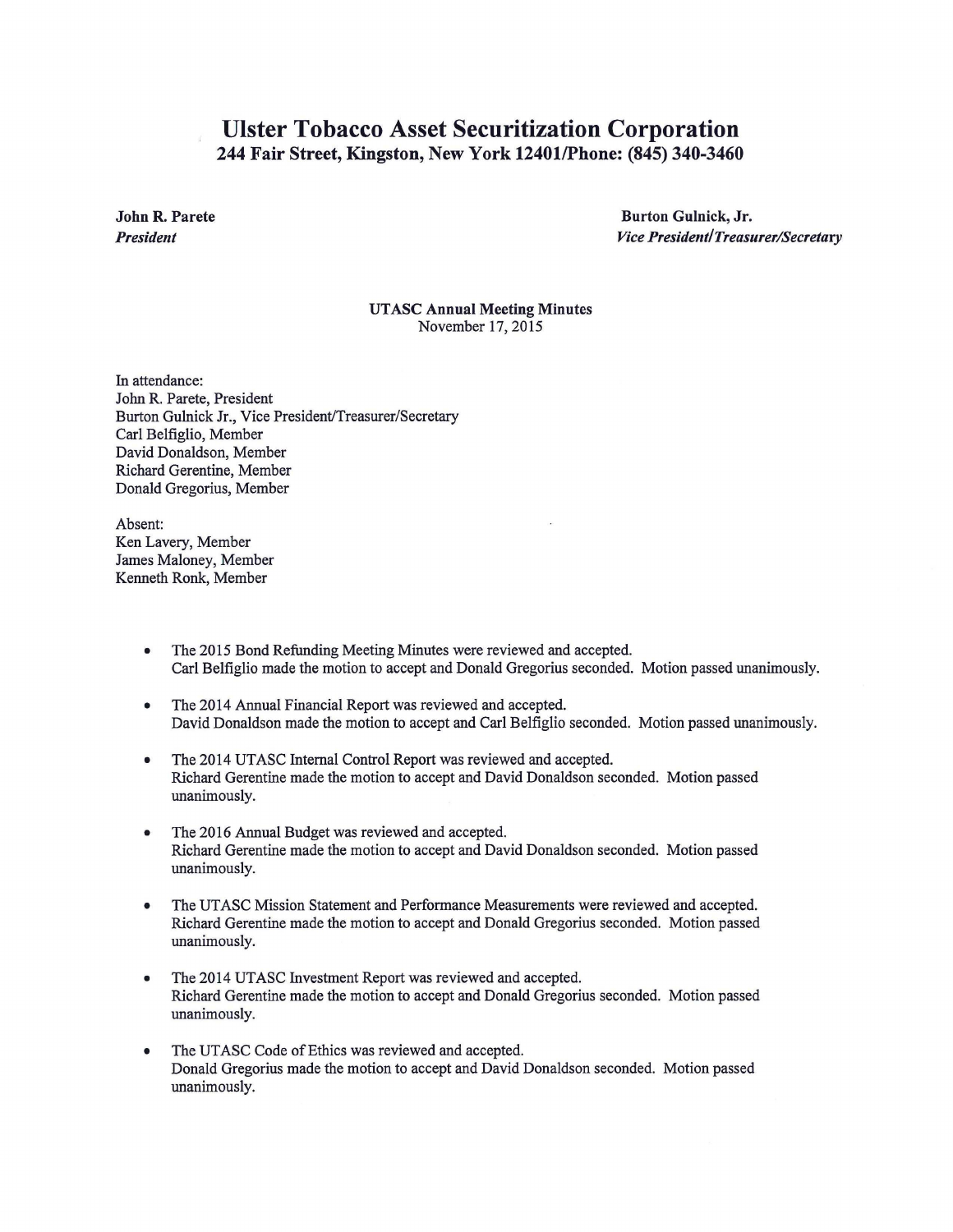# Ulster Tobacco Asset Securitization Corporation

**244 Fair Street, Kingston, New York 12401/Phone: (845) 340-3460**

**John R. Parete**
***President***

**Burton Gulnick, Jr.**
***Vice President/Treasurer/Secretary***

**UTASC Annual Meeting Minutes**
November 17, 2015

In attendance:
John R. Parete, President
Burton Gulnick Jr., Vice President/Treasurer/Secretary
Carl Belfiglio, Member
David Donaldson, Member
Richard Gerentine, Member
Donald Gregorius, Member

Absent:
Ken Lavery, Member
James Maloney, Member
Kenneth Ronk, Member

- The 2015 Bond Refunding Meeting Minutes were reviewed and accepted.
  Carl Belfiglio made the motion to accept and Donald Gregorius seconded. Motion passed unanimously.

- The 2014 Annual Financial Report was reviewed and accepted.
  David Donaldson made the motion to accept and Carl Belfiglio seconded. Motion passed unanimously.

- The 2014 UTASC Internal Control Report was reviewed and accepted.
  Richard Gerentine made the motion to accept and David Donaldson seconded. Motion passed unanimously.

- The 2016 Annual Budget was reviewed and accepted.
  Richard Gerentine made the motion to accept and David Donaldson seconded. Motion passed unanimously.

- The UTASC Mission Statement and Performance Measurements were reviewed and accepted.
  Richard Gerentine made the motion to accept and Donald Gregorius seconded. Motion passed unanimously.

- The 2014 UTASC Investment Report was reviewed and accepted.
  Richard Gerentine made the motion to accept and Donald Gregorius seconded. Motion passed unanimously.

- The UTASC Code of Ethics was reviewed and accepted.
  Donald Gregorius made the motion to accept and David Donaldson seconded. Motion passed unanimously.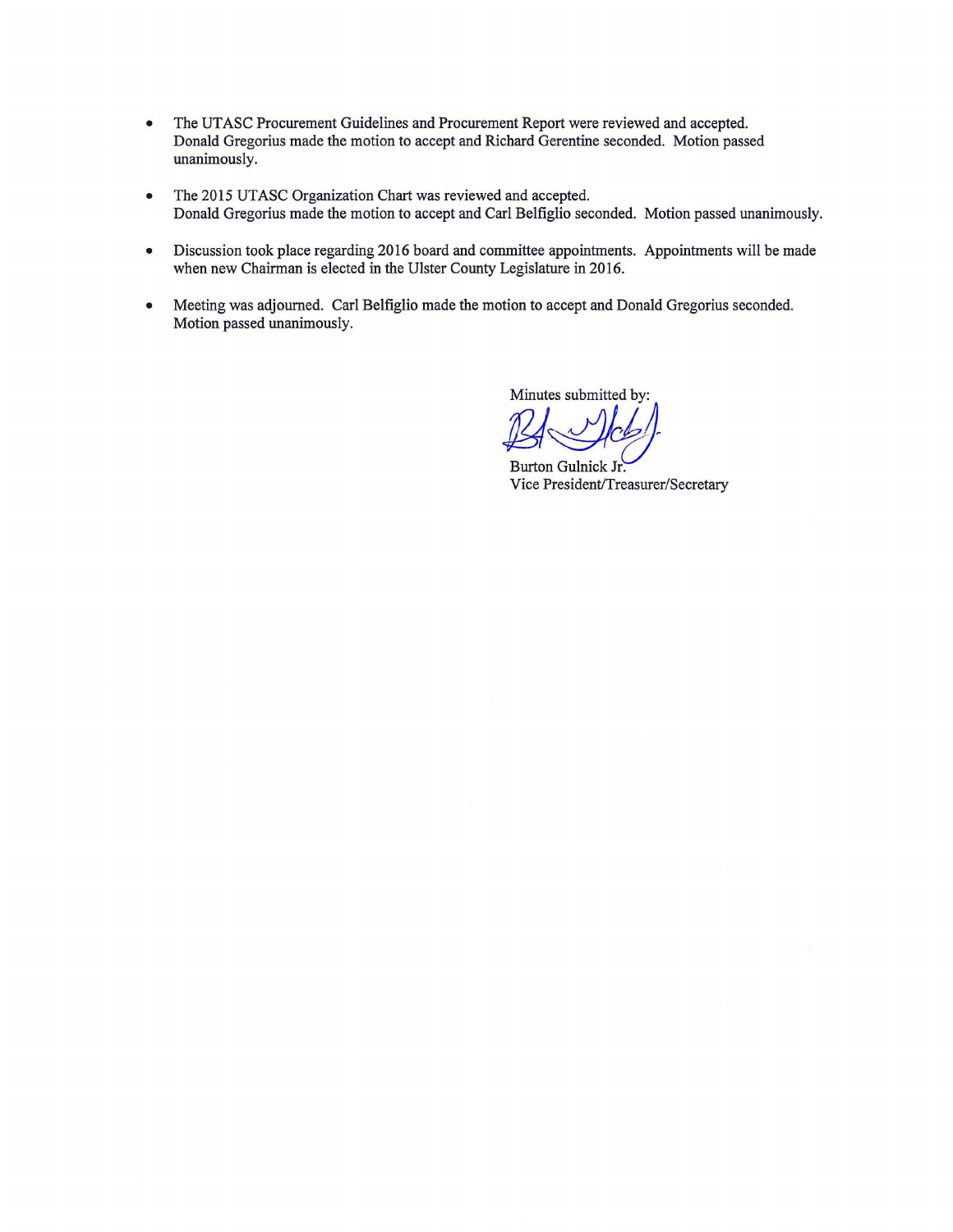- The UTASC Procurement Guidelines and Procurement Report were reviewed and accepted. Donald Gregorius made the motion to accept and Richard Gerentine seconded. Motion passed unanimously.

- The 2015 UTASC Organization Chart was reviewed and accepted. Donald Gregorius made the motion to accept and Carl Belfiglio seconded. Motion passed unanimously.

- Discussion took place regarding 2016 board and committee appointments. Appointments will be made when new Chairman is elected in the Ulster County Legislature in 2016.

- Meeting was adjourned. Carl Belfiglio made the motion to accept and Donald Gregorius seconded. Motion passed unanimously.

Minutes submitted by:

Burton Gulnick Jr.
Vice President/Treasurer/Secretary